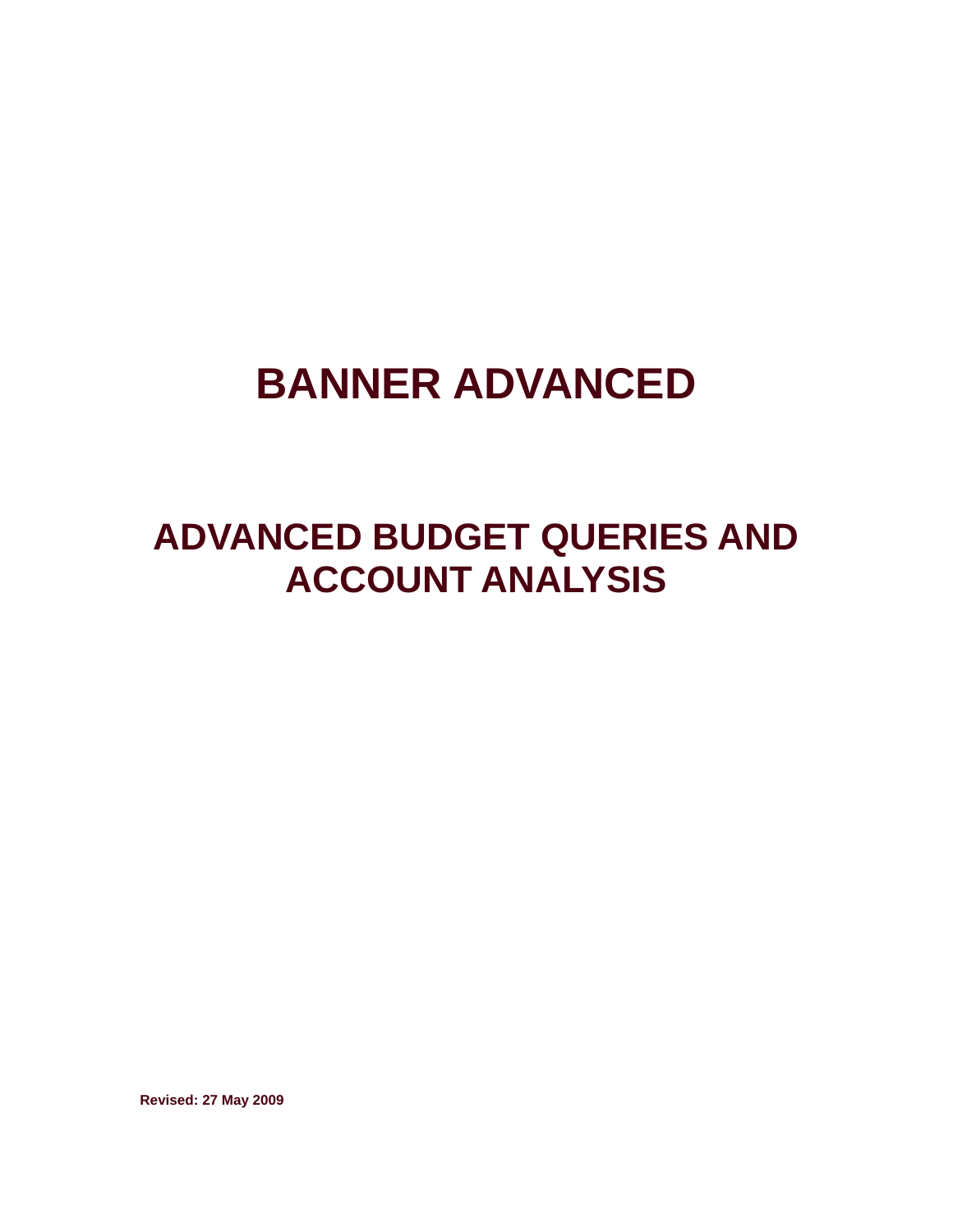# BANNER ADVANCED

## ADVANCED BUDGET QUERIES AND ACCOUNT ANALYSIS

**Revised: 27 May 2009**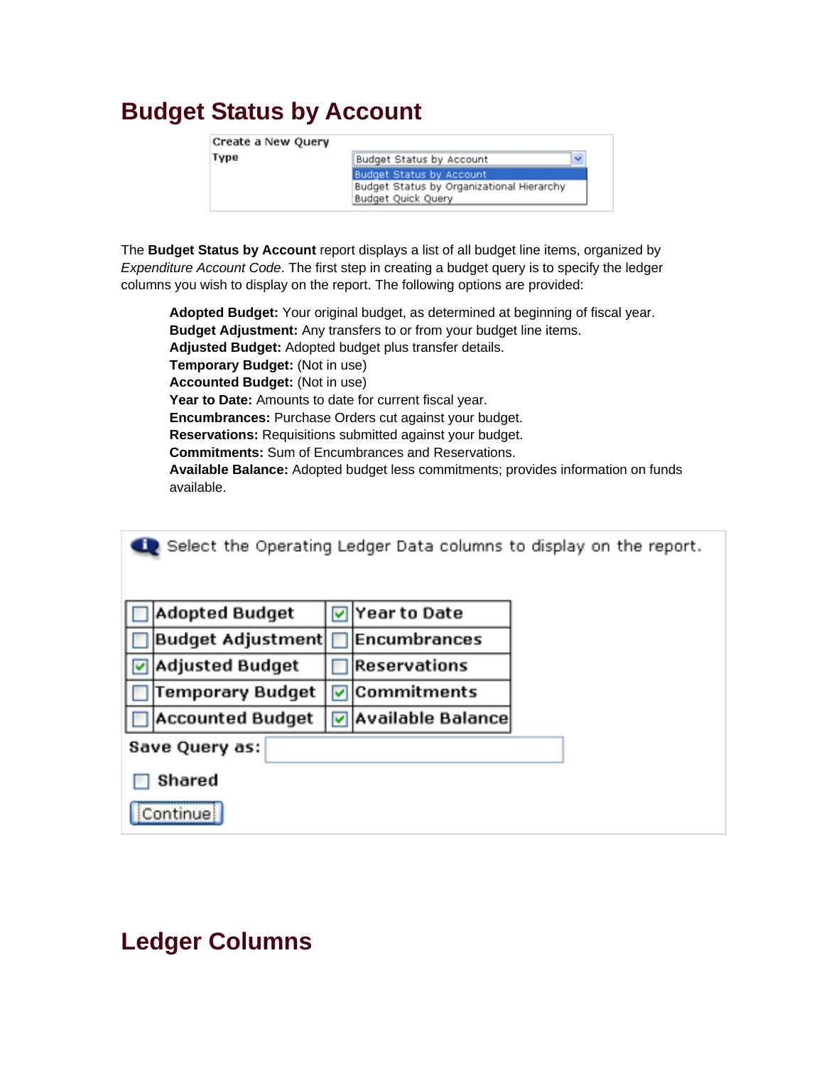# Budget Status by Account

Create a New Query

Type: Budget Status by Account

- Budget Status by Account
- Budget Status by Organizational Hierarchy
- Budget Quick Query

The **Budget Status by Account** report displays a list of all budget line items, organized by *Expenditure Account Code*. The first step in creating a budget query is to specify the ledger columns you wish to display on the report. The following options are provided:

**Adopted Budget:** Your original budget, as determined at beginning of fiscal year.
**Budget Adjustment:** Any transfers to or from your budget line items.
**Adjusted Budget:** Adopted budget plus transfer details.
**Temporary Budget:** (Not in use)
**Accounted Budget:** (Not in use)
**Year to Date:** Amounts to date for current fiscal year.
**Encumbrances:** Purchase Orders cut against your budget.
**Reservations:** Requisitions submitted against your budget.
**Commitments:** Sum of Encumbrances and Reservations.
**Available Balance:** Adopted budget less commitments; provides information on funds available.

Select the Operating Ledger Data columns to display on the report.

| | | | |
|---|---|---|---|
| ☐ | Adopted Budget | ☑ | Year to Date |
| ☐ | Budget Adjustment | ☐ | Encumbrances |
| ☑ | Adjusted Budget | ☐ | Reservations |
| ☐ | Temporary Budget | ☑ | Commitments |
| ☐ | Accounted Budget | ☑ | Available Balance |

Save Query as:

☐ Shared

Continue

# Ledger Columns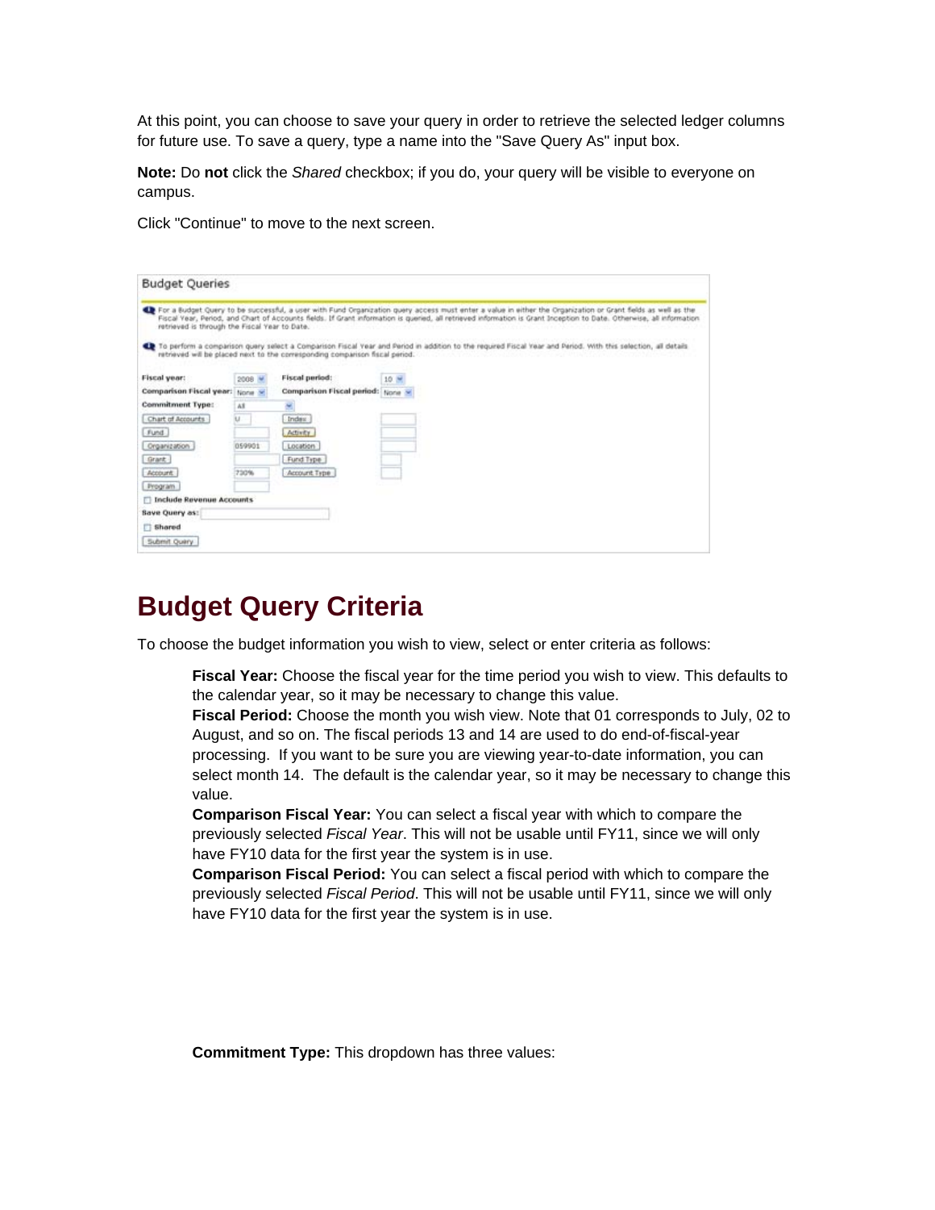At this point, you can choose to save your query in order to retrieve the selected ledger columns for future use. To save a query, type a name into the "Save Query As" input box.

**Note:** Do **not** click the *Shared* checkbox; if you do, your query will be visible to everyone on campus.

Click "Continue" to move to the next screen.

## Budget Query Criteria

To choose the budget information you wish to view, select or enter criteria as follows:

**Fiscal Year:** Choose the fiscal year for the time period you wish to view. This defaults to the calendar year, so it may be necessary to change this value.

**Fiscal Period:** Choose the month you wish view. Note that 01 corresponds to July, 02 to August, and so on. The fiscal periods 13 and 14 are used to do end-of-fiscal-year processing. If you want to be sure you are viewing year-to-date information, you can select month 14. The default is the calendar year, so it may be necessary to change this value.

**Comparison Fiscal Year:** You can select a fiscal year with which to compare the previously selected *Fiscal Year*. This will not be usable until FY11, since we will only have FY10 data for the first year the system is in use.

**Comparison Fiscal Period:** You can select a fiscal period with which to compare the previously selected *Fiscal Period*. This will not be usable until FY11, since we will only have FY10 data for the first year the system is in use.

**Commitment Type:** This dropdown has three values: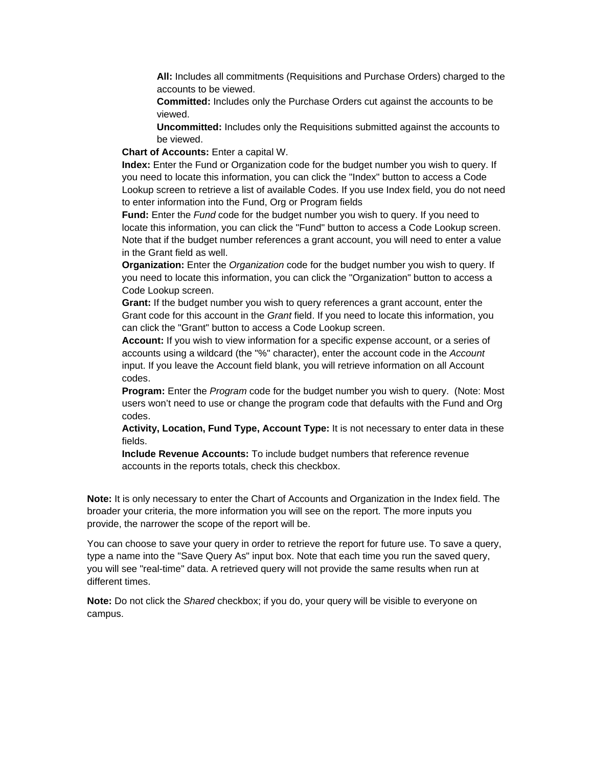- **All:** Includes all commitments (Requisitions and Purchase Orders) charged to the accounts to be viewed.
  - **Committed:** Includes only the Purchase Orders cut against the accounts to be viewed.
  - **Uncommitted:** Includes only the Requisitions submitted against the accounts to be viewed.

- **Chart of Accounts:** Enter a capital W.
- **Index:** Enter the Fund or Organization code for the budget number you wish to query. If you need to locate this information, you can click the "Index" button to access a Code Lookup screen to retrieve a list of available Codes. If you use Index field, you do not need to enter information into the Fund, Org or Program fields
- **Fund:** Enter the *Fund* code for the budget number you wish to query. If you need to locate this information, you can click the "Fund" button to access a Code Lookup screen. Note that if the budget number references a grant account, you will need to enter a value in the Grant field as well.
- **Organization:** Enter the *Organization* code for the budget number you wish to query. If you need to locate this information, you can click the "Organization" button to access a Code Lookup screen.
- **Grant:** If the budget number you wish to query references a grant account, enter the Grant code for this account in the *Grant* field. If you need to locate this information, you can click the "Grant" button to access a Code Lookup screen.
- **Account:** If you wish to view information for a specific expense account, or a series of accounts using a wildcard (the "%" character), enter the account code in the *Account* input. If you leave the Account field blank, you will retrieve information on all Account codes.
- **Program:** Enter the *Program* code for the budget number you wish to query. (Note: Most users won't need to use or change the program code that defaults with the Fund and Org codes.
- **Activity, Location, Fund Type, Account Type:** It is not necessary to enter data in these fields.
- **Include Revenue Accounts:** To include budget numbers that reference revenue accounts in the reports totals, check this checkbox.

**Note:** It is only necessary to enter the Chart of Accounts and Organization in the Index field. The broader your criteria, the more information you will see on the report. The more inputs you provide, the narrower the scope of the report will be.

You can choose to save your query in order to retrieve the report for future use. To save a query, type a name into the "Save Query As" input box. Note that each time you run the saved query, you will see "real-time" data. A retrieved query will not provide the same results when run at different times.

**Note:** Do not click the *Shared* checkbox; if you do, your query will be visible to everyone on campus.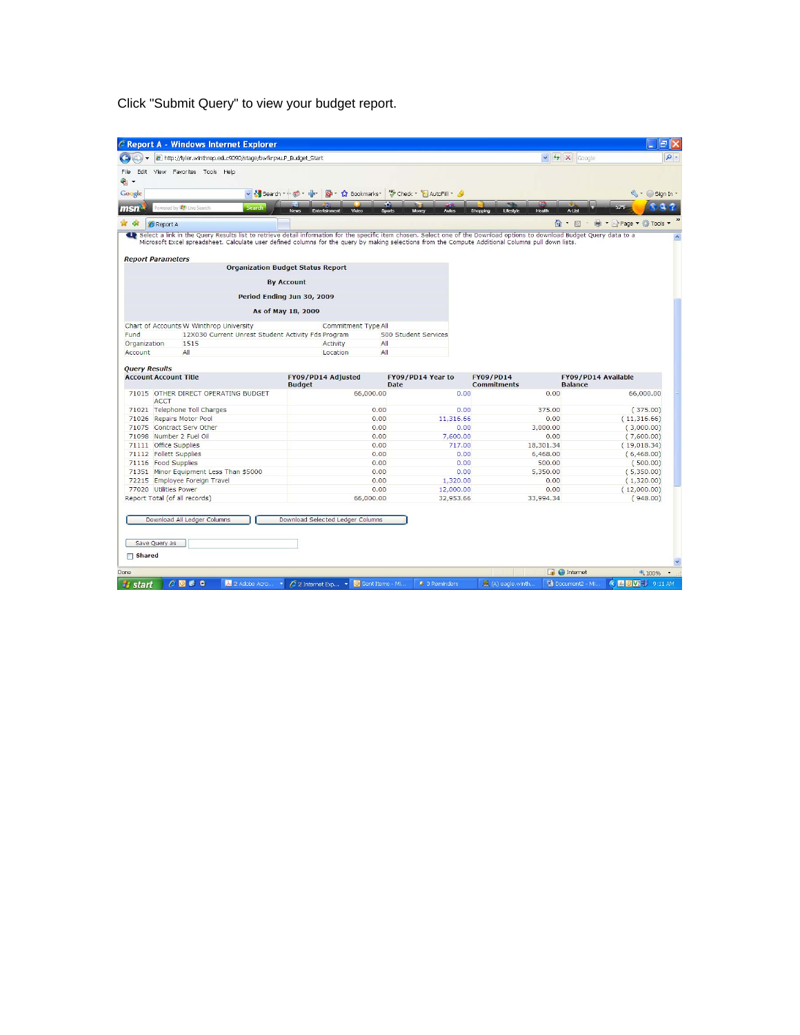Click "Submit Query" to view your budget report.

Report A - Windows Internet Explorer

http://tyler.winthrop.edu:9090/stage/bwfkrpvu.P_Budget_Start

Select a link in the Query Results list to retrieve detail information for the specific item chosen. Select one of the Download options to download Budget Query data to a Microsoft Excel spreadsheet. Calculate user defined columns for the query by making selections from the Compute Additional Columns pull down lists.

*Report Parameters*

**Organization Budget Status Report**

**By Account**

**Period Ending Jun 30, 2009**

**As of May 18, 2009**

| | | | |
|---|---|---|---|
| Chart of Accounts | W Winthrop University | Commitment Type | All |
| Fund | 12X030 Current Unrest Student Activity Fds | Program | 500 Student Services |
| Organization | 1515 | Activity | All |
| Account | All | Location | All |

*Query Results*

| Account | Account Title | FY09/PD14 Adjusted Budget | FY09/PD14 Year to Date | FY09/PD14 Commitments | FY09/PD14 Available Balance |
|---|---|---|---|---|---|
| 71015 | OTHER DIRECT OPERATING BUDGET ACCT | 66,000.00 | 0.00 | 0.00 | 66,000.00 |
| 71021 | Telephone Toll Charges | 0.00 | 0.00 | 375.00 | ( 375.00) |
| 71026 | Repairs Motor Pool | 0.00 | 11,316.66 | 0.00 | ( 11,316.66) |
| 71075 | Contract Serv Other | 0.00 | 0.00 | 3,000.00 | ( 3,000.00) |
| 71098 | Number 2 Fuel Oil | 0.00 | 7,600.00 | 0.00 | ( 7,600.00) |
| 71111 | Office Supplies | 0.00 | 717.00 | 18,301.34 | ( 19,018.34) |
| 71112 | Follett Supplies | 0.00 | 0.00 | 6,468.00 | ( 6,468.00) |
| 71116 | Food Supplies | 0.00 | 0.00 | 500.00 | ( 500.00) |
| 71351 | Minor Equipment Less Than $5000 | 0.00 | 0.00 | 5,350.00 | ( 5,350.00) |
| 72215 | Employee Foreign Travel | 0.00 | 1,320.00 | 0.00 | ( 1,320.00) |
| 77020 | Utilities Power | 0.00 | 12,000.00 | 0.00 | ( 12,000.00) |
| Report Total (of all records) | | 66,000.00 | 32,953.66 | 33,994.34 | ( 948.00) |

Download All Ledger Columns | Download Selected Ledger Columns

Save Query as

Shared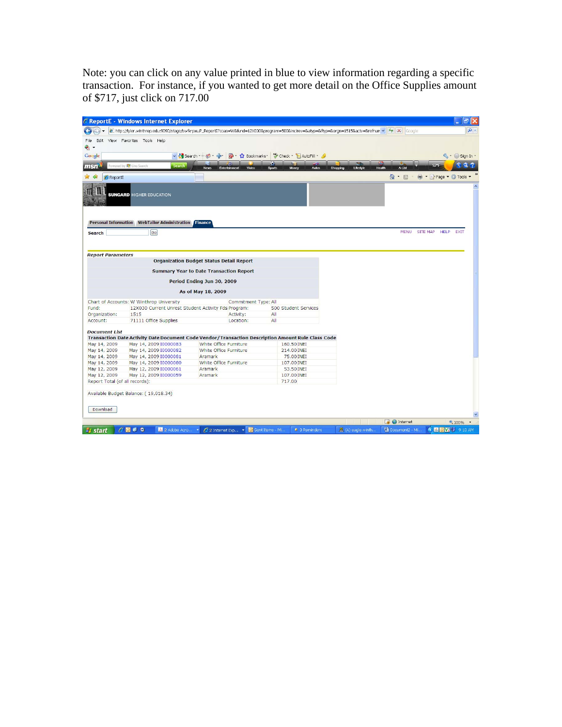Note: you can click on any value printed in blue to view information regarding a specific transaction. For instance, if you wanted to get more detail on the Office Supplies amount of $717, just click on 717.00

*Report Parameters*

**Organization Budget Status Detail Report**

**Summary Year to Date Transaction Report**

**Period Ending Jun 30, 2009**

**As of May 18, 2009**

| | | | |
|---|---|---|---|
| Chart of Accounts: | W Winthrop University | Commitment Type: | All |
| Fund: | 12X030 Current Unrest Student Activity Fds | Program: | 500 Student Services |
| Organization: | 1515 | Activity: | All |
| Account: | 71111 Office Supplies | Location: | All |

*Document List*

| Transaction Date | Activity Date | Document Code | Vendor/Transaction Description | Amount | Rule Class Code |
|---|---|---|---|---|---|
| May 14, 2009 | May 14, 2009 | I0000083 | White Office Furniture | 160.50 | INEI |
| May 14, 2009 | May 14, 2009 | I0000082 | White Office Furniture | 214.00 | INEI |
| May 14, 2009 | May 14, 2009 | I0000081 | Aramark | 75.00 | INEI |
| May 14, 2009 | May 14, 2009 | I0000080 | White Office Furniture | 107.00 | INEI |
| May 12, 2009 | May 12, 2009 | I0000061 | Aramark | 53.50 | INEI |
| May 12, 2009 | May 12, 2009 | I0000059 | Aramark | 107.00 | INEI |
| Report Total (of all records): | | | | 717.00 | |

Available Budget Balance: ( 19,018.34)

Download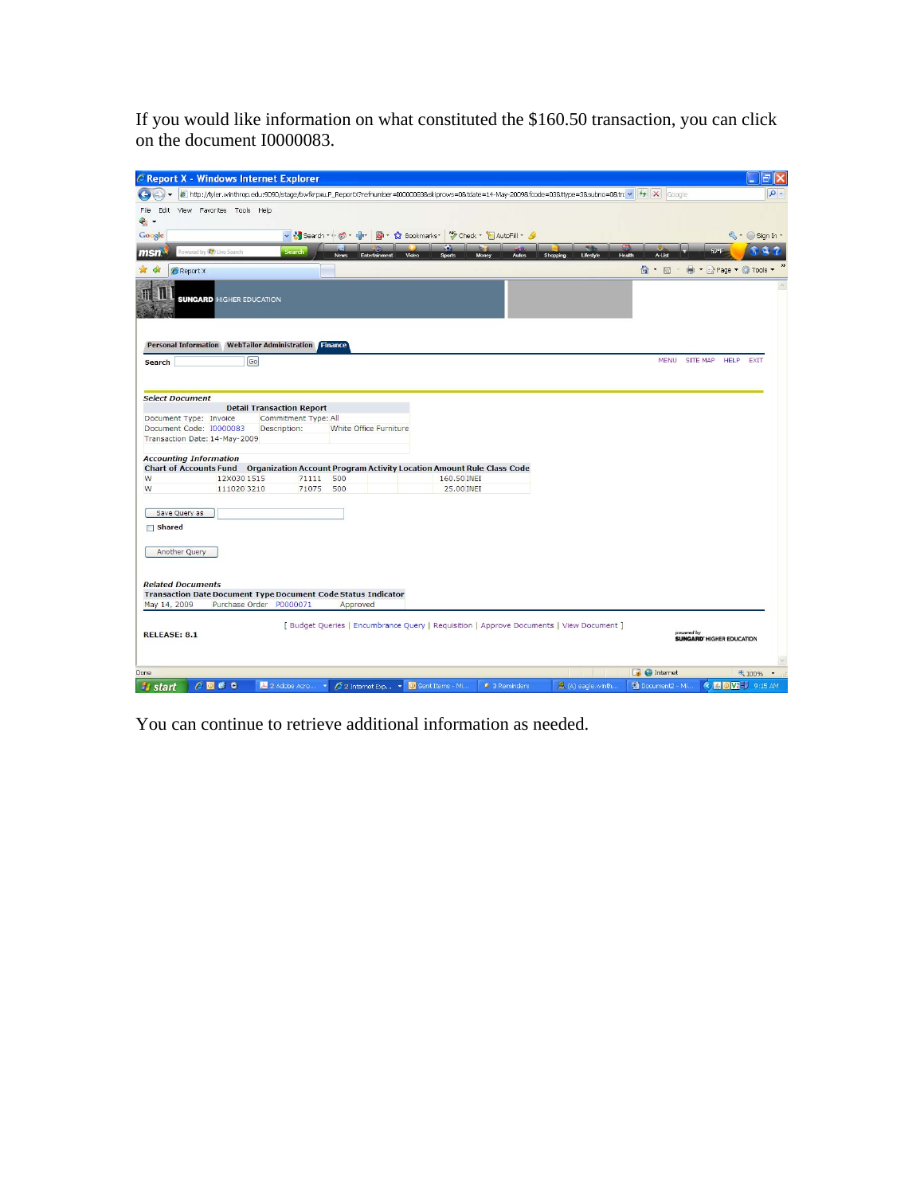If you would like information on what constituted the $160.50 transaction, you can click on the document I0000083.

**Select Document**

**Detail Transaction Report**

| | |
|---|---|
| Document Type: Invoice | Commitment Type: All |
| Document Code: I0000083 | Description: White Office Furniture |
| Transaction Date: 14-May-2009 | |

**Accounting Information**

| Chart of Accounts | Fund | Organization | Account | Program | Activity | Location | Amount | Rule Class Code |
|---|---|---|---|---|---|---|---|---|
| W | 12X030 | 1515 | 71111 | 500 | | | 160.50 | INEI |
| W | 111020 | 3210 | 71075 | 500 | | | 25.00 | INEI |

**Related Documents**

| Transaction Date | Document Type | Document Code | Status Indicator |
|---|---|---|---|
| May 14, 2009 | Purchase Order | P0000071 | Approved |

[ Budget Queries | Encumbrance Query | Requisition | Approve Documents | View Document ]

RELEASE: 8.1

You can continue to retrieve additional information as needed.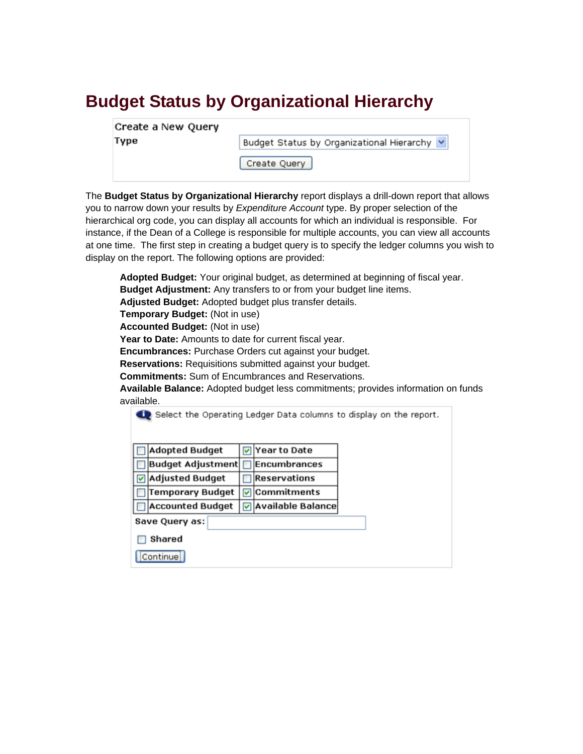# Budget Status by Organizational Hierarchy

Create a New Query

Type: Budget Status by Organizational Hierarchy

Create Query

The **Budget Status by Organizational Hierarchy** report displays a drill-down report that allows you to narrow down your results by *Expenditure Account* type. By proper selection of the hierarchical org code, you can display all accounts for which an individual is responsible. For instance, if the Dean of a College is responsible for multiple accounts, you can view all accounts at one time. The first step in creating a budget query is to specify the ledger columns you wish to display on the report. The following options are provided:

**Adopted Budget:** Your original budget, as determined at beginning of fiscal year.
**Budget Adjustment:** Any transfers to or from your budget line items.
**Adjusted Budget:** Adopted budget plus transfer details.
**Temporary Budget:** (Not in use)
**Accounted Budget:** (Not in use)
**Year to Date:** Amounts to date for current fiscal year.
**Encumbrances:** Purchase Orders cut against your budget.
**Reservations:** Requisitions submitted against your budget.
**Commitments:** Sum of Encumbrances and Reservations.
**Available Balance:** Adopted budget less commitments; provides information on funds available.

Select the Operating Ledger Data columns to display on the report.

| | | | |
|---|---|---|---|
| ☐ | Adopted Budget | ☑ | Year to Date |
| ☐ | Budget Adjustment | ☐ | Encumbrances |
| ☑ | Adjusted Budget | ☐ | Reservations |
| ☐ | Temporary Budget | ☑ | Commitments |
| ☐ | Accounted Budget | ☑ | Available Balance |

Save Query as:

☐ Shared

Continue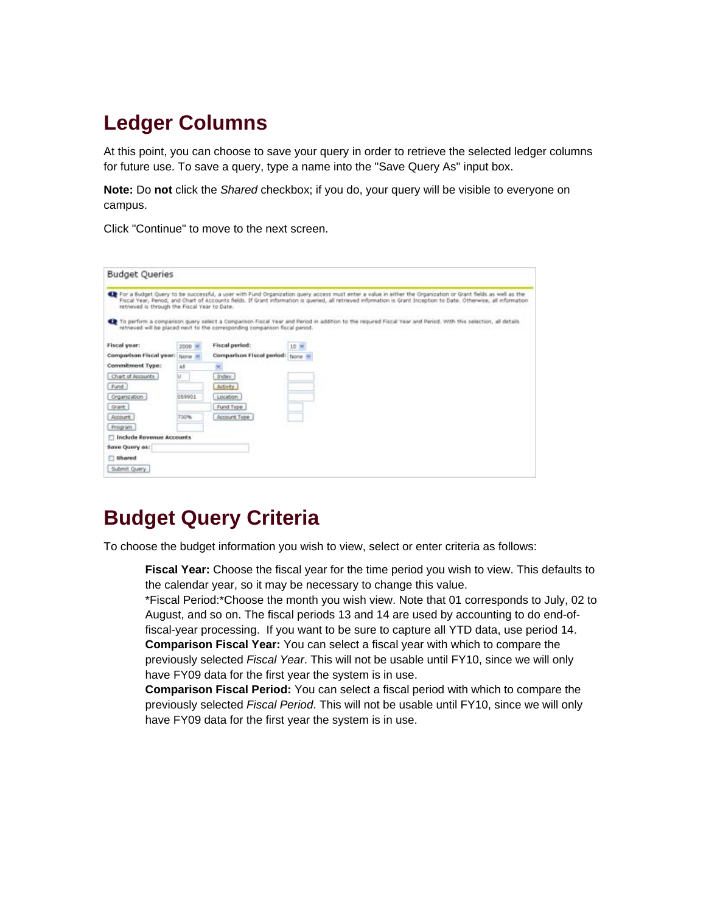## Ledger Columns

At this point, you can choose to save your query in order to retrieve the selected ledger columns for future use. To save a query, type a name into the "Save Query As" input box.

**Note:** Do **not** click the *Shared* checkbox; if you do, your query will be visible to everyone on campus.

Click "Continue" to move to the next screen.

Budget Queries

For a Budget Query to be successful, a user with Fund Organization query access must enter a value in either the Organization or Grant fields as well as the Fiscal Year, Period, and Chart of Accounts fields. If Grant information is queried, all retrieved information is Grant Inception to Date. Otherwise, all information retrieved is through the Fiscal Year to Date.

To perform a comparison query select a Comparison Fiscal Year and Period in addition to the required Fiscal Year and Period. With this selection, all details retrieved will be placed next to the corresponding comparison fiscal period.

| | | | |
|---|---|---|---|
| Fiscal year: | 2008 | Fiscal period: | 10 |
| Comparison Fiscal year: | None | Comparison Fiscal period: | None |
| Commitment Type: | All | | |
| Chart of Accounts | U | Index | |
| Fund | | Activity | |
| Organization | 059901 | Location | |
| Grant | | Fund Type | |
| Account | 730% | Account Type | |
| Program | | | |

Include Revenue Accounts

Save Query as:

Shared

Submit Query

## Budget Query Criteria

To choose the budget information you wish to view, select or enter criteria as follows:

**Fiscal Year:** Choose the fiscal year for the time period you wish to view. This defaults to the calendar year, so it may be necessary to change this value.
*Fiscal Period:*Choose the month you wish view. Note that 01 corresponds to July, 02 to August, and so on. The fiscal periods 13 and 14 are used by accounting to do end-of-fiscal-year processing. If you want to be sure to capture all YTD data, use period 14.
**Comparison Fiscal Year:** You can select a fiscal year with which to compare the previously selected *Fiscal Year*. This will not be usable until FY10, since we will only have FY09 data for the first year the system is in use.
**Comparison Fiscal Period:** You can select a fiscal period with which to compare the previously selected *Fiscal Period*. This will not be usable until FY10, since we will only have FY09 data for the first year the system is in use.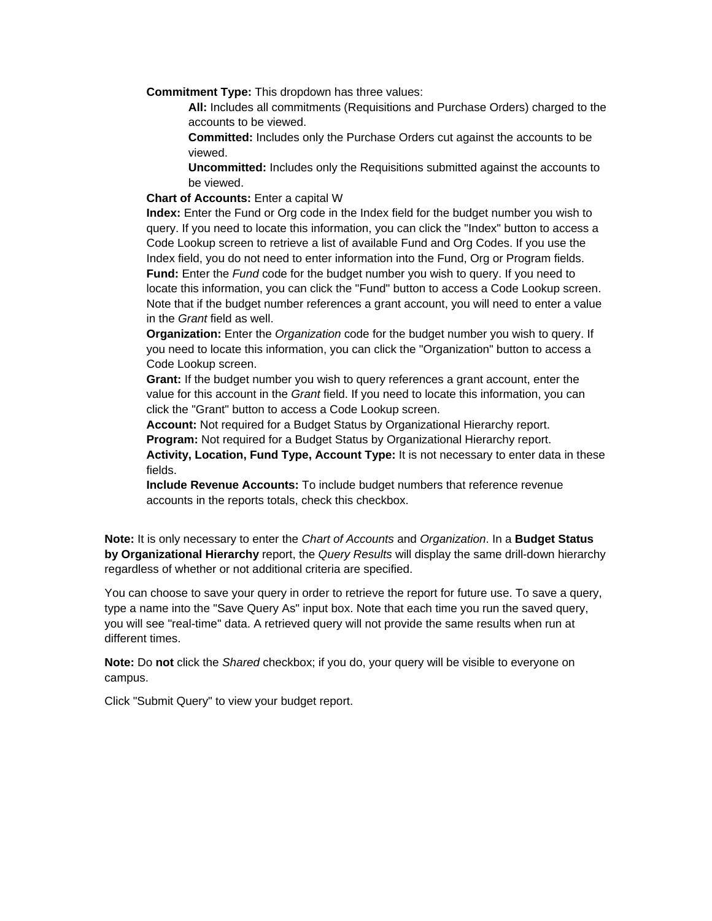**Commitment Type:** This dropdown has three values:

- **All:** Includes all commitments (Requisitions and Purchase Orders) charged to the accounts to be viewed.
- **Committed:** Includes only the Purchase Orders cut against the accounts to be viewed.
- **Uncommitted:** Includes only the Requisitions submitted against the accounts to be viewed.

**Chart of Accounts:** Enter a capital W

**Index:** Enter the Fund or Org code in the Index field for the budget number you wish to query. If you need to locate this information, you can click the "Index" button to access a Code Lookup screen to retrieve a list of available Fund and Org Codes. If you use the Index field, you do not need to enter information into the Fund, Org or Program fields.

**Fund:** Enter the *Fund* code for the budget number you wish to query. If you need to locate this information, you can click the "Fund" button to access a Code Lookup screen. Note that if the budget number references a grant account, you will need to enter a value in the *Grant* field as well.

**Organization:** Enter the *Organization* code for the budget number you wish to query. If you need to locate this information, you can click the "Organization" button to access a Code Lookup screen.

**Grant:** If the budget number you wish to query references a grant account, enter the value for this account in the *Grant* field. If you need to locate this information, you can click the "Grant" button to access a Code Lookup screen.

**Account:** Not required for a Budget Status by Organizational Hierarchy report.

**Program:** Not required for a Budget Status by Organizational Hierarchy report.

**Activity, Location, Fund Type, Account Type:** It is not necessary to enter data in these fields.

**Include Revenue Accounts:** To include budget numbers that reference revenue accounts in the reports totals, check this checkbox.

**Note:** It is only necessary to enter the *Chart of Accounts* and *Organization*. In a **Budget Status by Organizational Hierarchy** report, the *Query Results* will display the same drill-down hierarchy regardless of whether or not additional criteria are specified.

You can choose to save your query in order to retrieve the report for future use. To save a query, type a name into the "Save Query As" input box. Note that each time you run the saved query, you will see "real-time" data. A retrieved query will not provide the same results when run at different times.

**Note:** Do **not** click the *Shared* checkbox; if you do, your query will be visible to everyone on campus.

Click "Submit Query" to view your budget report.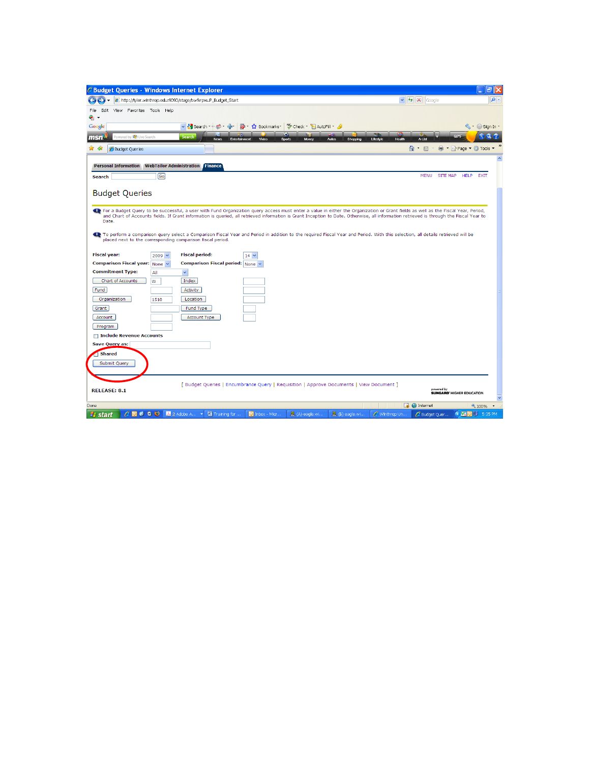Budget Queries - Windows Internet Explorer

http://tyler.winthrop.edu:9090/stage/bwfkrpvu.P_Budget_Start

Personal Information | WebTailor Administration | Finance

Search [ ] Go

MENU SITE MAP HELP EXIT

## Budget Queries

For a Budget Query to be successful, a user with Fund Organization query access must enter a value in either the Organization or Grant fields as well as the Fiscal Year, Period, and Chart of Accounts fields. If Grant information is queried, all retrieved information is Grant Inception to Date. Otherwise, all information retrieved is through the Fiscal Year to Date.

To perform a comparison query select a Comparison Fiscal Year and Period in addition to the required Fiscal Year and Period. With this selection, all details retrieved will be placed next to the corresponding comparison fiscal period.

**Fiscal year:** 2009 **Fiscal period:** 14

**Comparison Fiscal year:** None **Comparison Fiscal period:** None

**Commitment Type:** All

| | | | |
|---|---|---|---|
| Chart of Accounts | W | Index | |
| Fund | | Activity | |
| Organization | 1510 | Location | |
| Grant | | Fund Type | |
| Account | | Account Type | |
| Program | | | |

Include Revenue Accounts

**Save Query as:**

Shared

Submit Query

[ Budget Queries | Encumbrance Query | Requisition | Approve Documents | View Document ]

**RELEASE: 8.1**

powered by SUNGARD HIGHER EDUCATION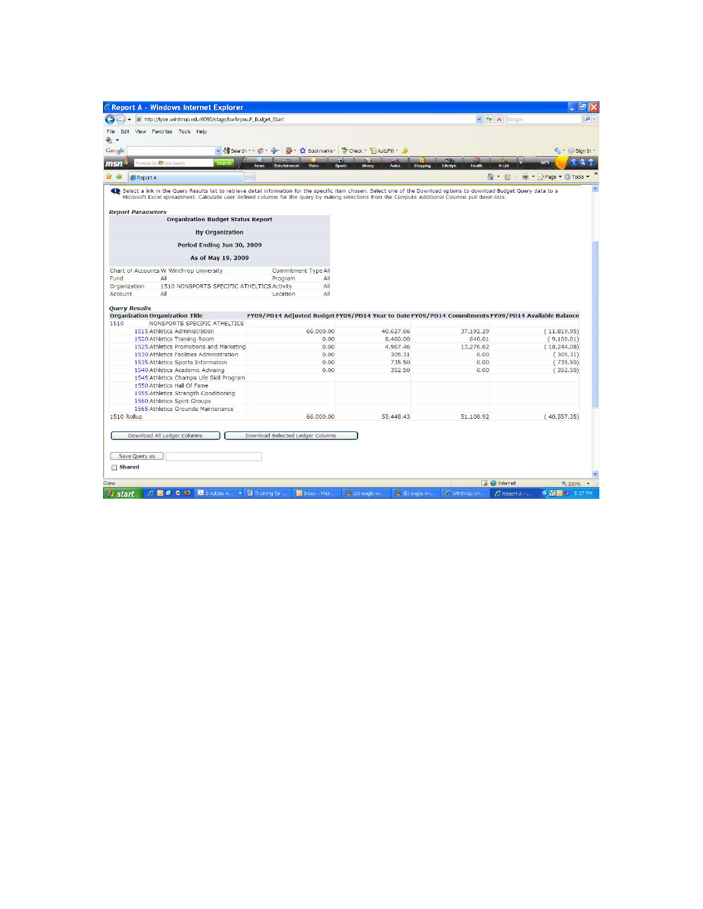Select a link in the Query Results list to retrieve detail information for the specific item chosen. Select one of the Download options to download Budget Query data to a Microsoft Excel spreadsheet. Calculate user defined columns for the query by making selections from the Compute Additional Columns pull down lists.

*Report Parameters*

**Organization Budget Status Report**

**By Organization**

**Period Ending Jun 30, 2009**

**As of May 19, 2009**

| | | | |
|---|---|---|---|
| Chart of Accounts | W Winthrop University | Commitment Type | All |
| Fund | All | Program | All |
| Organization | 1510 NONSPORTS SPECIFIC ATHELTICS | Activity | All |
| Account | All | Location | All |

*Query Results*

| Organization | Organization Title | FY09/PD14 Adjusted Budget | FY09/PD14 Year to Date | FY09/PD14 Commitments | FY09/PD14 Available Balance |
|---|---|---|---|---|---|
| 1510 | NONSPORTS SPECIFIC ATHELTICS | | | | |
| 1515 | Athletics Administration | 66,000.00 | 40,627.66 | 37,192.29 | ( 11,819.95) |
| 1520 | Athletics Training Room | 0.00 | 8,460.00 | 640.01 | ( 9,100.01) |
| 1525 | Athletics Promotions and Marketing | 0.00 | 4,967.46 | 13,276.62 | ( 18,244.08) |
| 1530 | Athletics Facilities Administration | 0.00 | 305.31 | 0.00 | ( 305.31) |
| 1535 | Athletics Sports Information | 0.00 | 735.50 | 0.00 | ( 735.50) |
| 1540 | Athletics Academic Advising | 0.00 | 352.50 | 0.00 | ( 352.50) |
| 1545 | Athletics Champs Life Skill Program | | | | |
| 1550 | Athletics Hall Of Fame | | | | |
| 1555 | Athletics Strength Conditioning | | | | |
| 1560 | Athletics Spirit Groups | | | | |
| 1565 | Athletics Grounds Maintenance | | | | |
| 1510 Rollup | | 66,000.00 | 55,448.43 | 51,108.92 | ( 40,557.35) |

Download All Ledger Columns | Download Selected Ledger Columns

Save Query as

Shared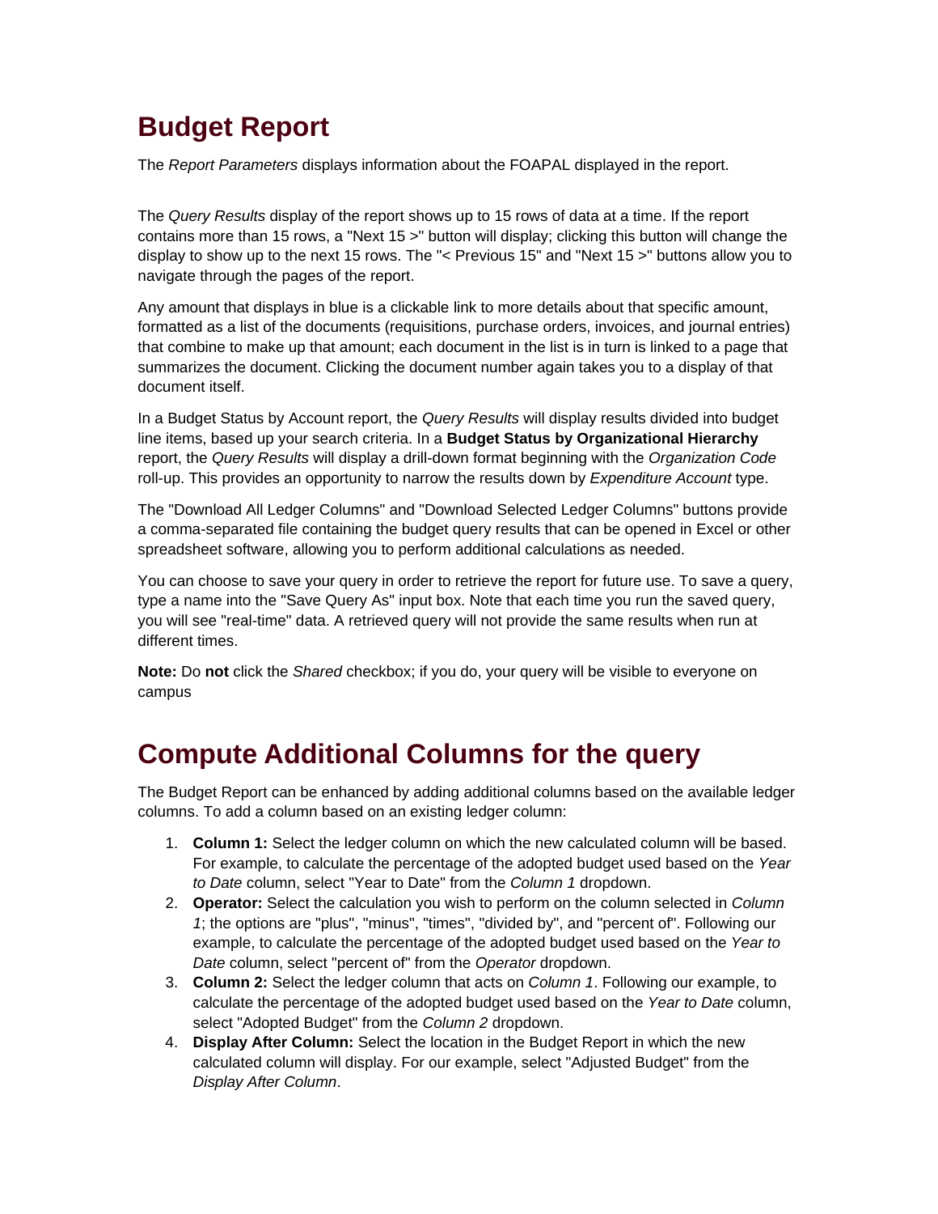## Budget Report

The *Report Parameters* displays information about the FOAPAL displayed in the report.

The *Query Results* display of the report shows up to 15 rows of data at a time. If the report contains more than 15 rows, a "Next 15 >" button will display; clicking this button will change the display to show up to the next 15 rows. The "< Previous 15" and "Next 15 >" buttons allow you to navigate through the pages of the report.

Any amount that displays in blue is a clickable link to more details about that specific amount, formatted as a list of the documents (requisitions, purchase orders, invoices, and journal entries) that combine to make up that amount; each document in the list is in turn is linked to a page that summarizes the document. Clicking the document number again takes you to a display of that document itself.

In a Budget Status by Account report, the *Query Results* will display results divided into budget line items, based up your search criteria. In a **Budget Status by Organizational Hierarchy** report, the *Query Results* will display a drill-down format beginning with the *Organization Code* roll-up. This provides an opportunity to narrow the results down by *Expenditure Account* type.

The "Download All Ledger Columns" and "Download Selected Ledger Columns" buttons provide a comma-separated file containing the budget query results that can be opened in Excel or other spreadsheet software, allowing you to perform additional calculations as needed.

You can choose to save your query in order to retrieve the report for future use. To save a query, type a name into the "Save Query As" input box. Note that each time you run the saved query, you will see "real-time" data. A retrieved query will not provide the same results when run at different times.

**Note:** Do **not** click the *Shared* checkbox; if you do, your query will be visible to everyone on campus

## Compute Additional Columns for the query

The Budget Report can be enhanced by adding additional columns based on the available ledger columns. To add a column based on an existing ledger column:

1. **Column 1:** Select the ledger column on which the new calculated column will be based. For example, to calculate the percentage of the adopted budget used based on the *Year to Date* column, select "Year to Date" from the *Column 1* dropdown.
2. **Operator:** Select the calculation you wish to perform on the column selected in *Column 1*; the options are "plus", "minus", "times", "divided by", and "percent of". Following our example, to calculate the percentage of the adopted budget used based on the *Year to Date* column, select "percent of" from the *Operator* dropdown.
3. **Column 2:** Select the ledger column that acts on *Column 1*. Following our example, to calculate the percentage of the adopted budget used based on the *Year to Date* column, select "Adopted Budget" from the *Column 2* dropdown.
4. **Display After Column:** Select the location in the Budget Report in which the new calculated column will display. For our example, select "Adjusted Budget" from the *Display After Column*.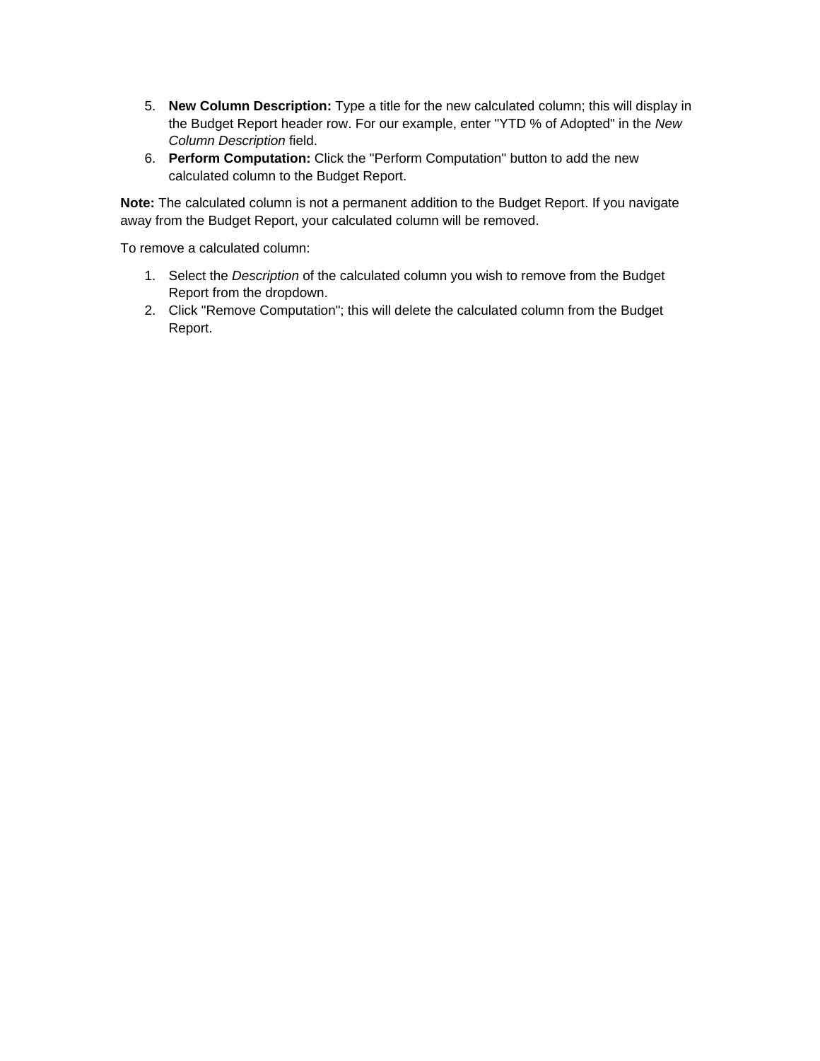5. **New Column Description:** Type a title for the new calculated column; this will display in the Budget Report header row. For our example, enter "YTD % of Adopted" in the *New Column Description* field.
6. **Perform Computation:** Click the "Perform Computation" button to add the new calculated column to the Budget Report.

**Note:** The calculated column is not a permanent addition to the Budget Report. If you navigate away from the Budget Report, your calculated column will be removed.

To remove a calculated column:

1. Select the *Description* of the calculated column you wish to remove from the Budget Report from the dropdown.
2. Click "Remove Computation"; this will delete the calculated column from the Budget Report.